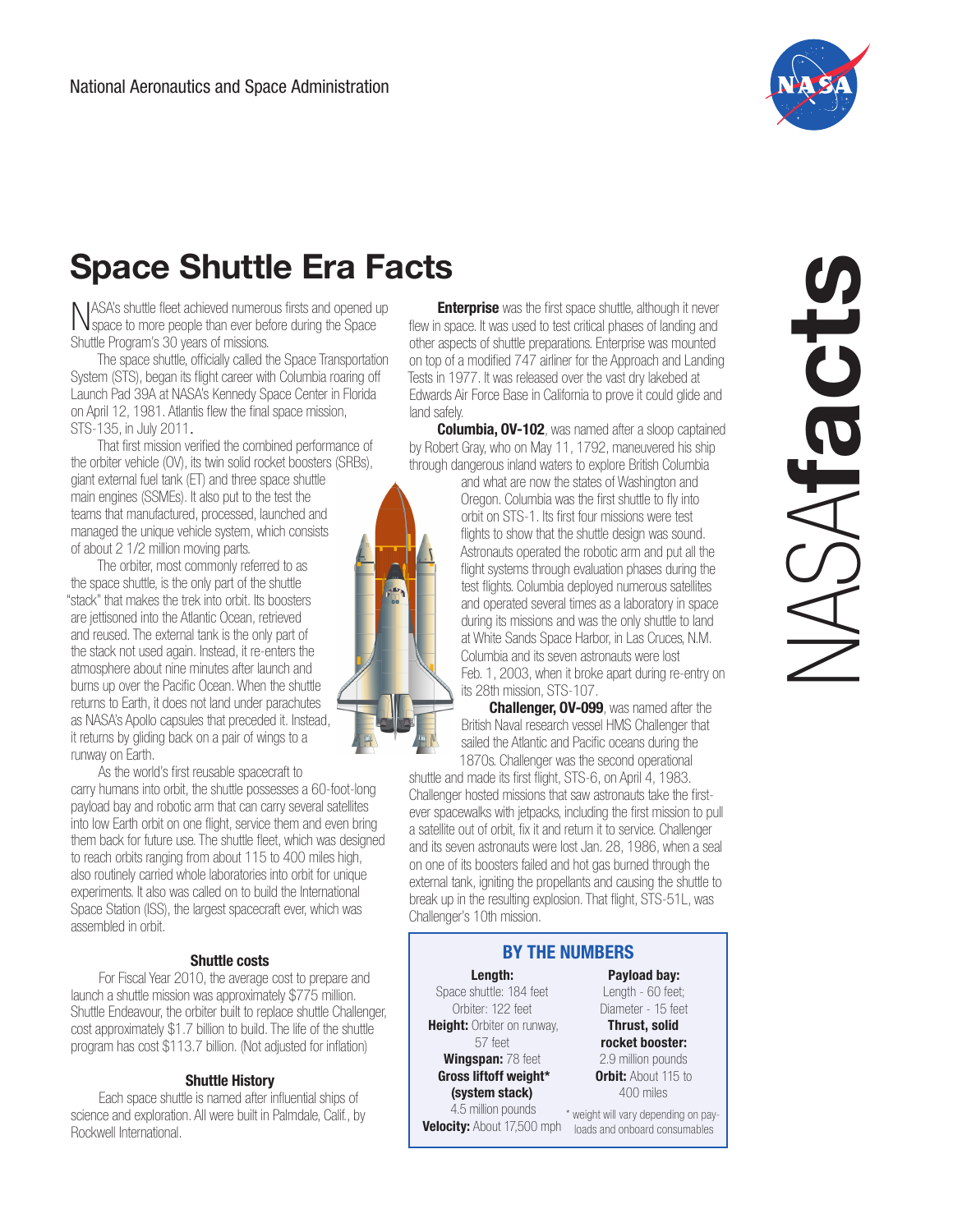National Aeronautics and Space Administration

# Space Shuttle Era Facts

NASA's shuttle fleet achieved numerous firsts and opened up space to more people than ever before during the Space Shuttle Program's 30 years of missions.

The space shuttle, officially called the Space Transportation System (STS), began its flight career with Columbia roaring off Launch Pad 39A at NASA's Kennedy Space Center in Florida on April 12, 1981. Atlantis flew the final space mission, STS-135, in July 2011.

That first mission verified the combined performance of the orbiter vehicle (OV), its twin solid rocket boosters (SRBs), giant external fuel tank (ET) and three space shuttle main engines (SSMEs). It also put to the test the teams that manufactured, processed, launched and managed the unique vehicle system, which consists of about 2 1/2 million moving parts.

The orbiter, most commonly referred to as the space shuttle, is the only part of the shuttle "stack" that makes the trek into orbit. Its boosters are jettisoned into the Atlantic Ocean, retrieved and reused. The external tank is the only part of the stack not used again. Instead, it re-enters the atmosphere about nine minutes after launch and burns up over the Pacific Ocean. When the shuttle returns to Earth, it does not land under parachutes as NASA's Apollo capsules that preceded it. Instead, it returns by gliding back on a pair of wings to a runway on Earth.

As the world's first reusable spacecraft to carry humans into orbit, the shuttle possesses a 60-foot-long payload bay and robotic arm that can carry several satellites into low Earth orbit on one flight, service them and even bring them back for future use. The shuttle fleet, which was designed to reach orbits ranging from about 115 to 400 miles high, also routinely carried whole laboratories into orbit for unique experiments. It also was called on to build the International Space Station (ISS), the largest spacecraft ever, which was assembled in orbit.

### Shuttle costs

For Fiscal Year 2010, the average cost to prepare and launch a shuttle mission was approximately $775 million. Shuttle Endeavour, the orbiter built to replace shuttle Challenger, cost approximately $1.7 billion to build. The life of the shuttle program has cost $113.7 billion. (Not adjusted for inflation)

### Shuttle History

Each space shuttle is named after influential ships of science and exploration. All were built in Palmdale, Calif., by Rockwell International.

**Enterprise** was the first space shuttle, although it never flew in space. It was used to test critical phases of landing and other aspects of shuttle preparations. Enterprise was mounted on top of a modified 747 airliner for the Approach and Landing Tests in 1977. It was released over the vast dry lakebed at Edwards Air Force Base in California to prove it could glide and land safely.

**Columbia, OV-102**, was named after a sloop captained by Robert Gray, who on May 11, 1792, maneuvered his ship through dangerous inland waters to explore British Columbia and what are now the states of Washington and Oregon. Columbia was the first shuttle to fly into orbit on STS-1. Its first four missions were test flights to show that the shuttle design was sound. Astronauts operated the robotic arm and put all the flight systems through evaluation phases during the test flights. Columbia deployed numerous satellites and operated several times as a laboratory in space during its missions and was the only shuttle to land at White Sands Space Harbor, in Las Cruces, N.M. Columbia and its seven astronauts were lost Feb. 1, 2003, when it broke apart during re-entry on its 28th mission, STS-107.

**Challenger, OV-099**, was named after the British Naval research vessel HMS Challenger that sailed the Atlantic and Pacific oceans during the 1870s. Challenger was the second operational shuttle and made its first flight, STS-6, on April 4, 1983. Challenger hosted missions that saw astronauts take the first-ever spacewalks with jetpacks, including the first mission to pull a satellite out of orbit, fix it and return it to service. Challenger and its seven astronauts were lost Jan. 28, 1986, when a seal on one of its boosters failed and hot gas burned through the external tank, igniting the propellants and causing the shuttle to break up in the resulting explosion. That flight, STS-51L, was Challenger's 10th mission.

### BY THE NUMBERS

**Length:**
Space shuttle: 184 feet
Orbiter: 122 feet

**Height:** Orbiter on runway, 57 feet

**Wingspan:** 78 feet

**Gross liftoff weight\* (system stack)**
4.5 million pounds

**Velocity:** About 17,500 mph

**Payload bay:**
Length - 60 feet;
Diameter - 15 feet

**Thrust, solid rocket booster:**
2.9 million pounds

**Orbit:** About 115 to 400 miles

\* weight will vary depending on payloads and onboard consumables

NASA**facts**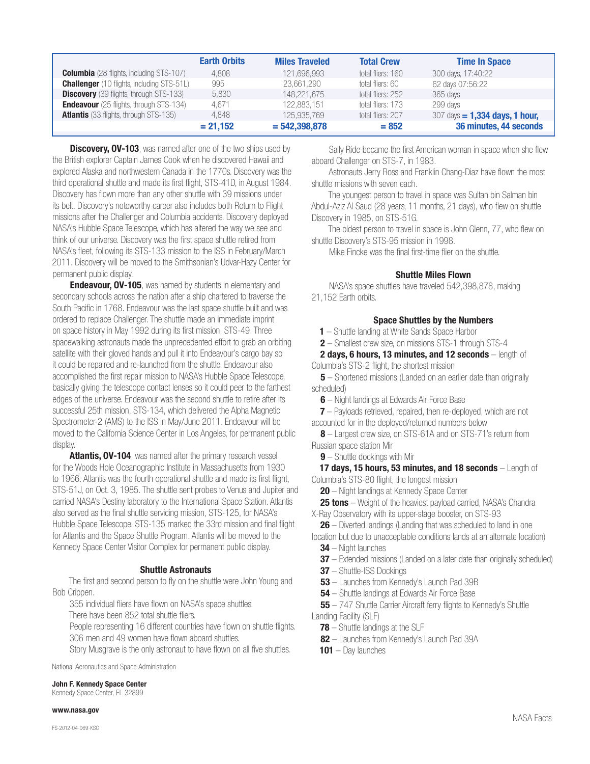| | Earth Orbits | Miles Traveled | Total Crew | Time In Space |
|---|---|---|---|---|
| **Columbia** (28 flights, including STS-107) | 4,808 | 121,696,993 | total fliers: 160 | 300 days, 17:40:22 |
| **Challenger** (10 flights, including STS-51L) | 995 | 23,661,290 | total fliers: 60 | 62 days 07:56:22 |
| **Discovery** (39 flights, through STS-133) | 5,830 | 148,221,675 | total fliers: 252 | 365 days |
| **Endeavour** (25 flights, through STS-134) | 4,671 | 122,883,151 | total fliers: 173 | 299 days |
| **Atlantis** (33 flights, through STS-135) | 4,848 | 125,935,769 | total fliers: 207 | 307 days **= 1,334 days, 1 hour, 36 minutes, 44 seconds** |
| | **= 21,152** | **= 542,398,878** | **= 852** | |

**Discovery, OV-103**, was named after one of the two ships used by the British explorer Captain James Cook when he discovered Hawaii and explored Alaska and northwestern Canada in the 1770s. Discovery was the third operational shuttle and made its first flight, STS-41D, in August 1984. Discovery has flown more than any other shuttle with 39 missions under its belt. Discovery's noteworthy career also includes both Return to Flight missions after the Challenger and Columbia accidents. Discovery deployed NASA's Hubble Space Telescope, which has altered the way we see and think of our universe. Discovery was the first space shuttle retired from NASA's fleet, following its STS-133 mission to the ISS in February/March 2011. Discovery will be moved to the Smithsonian's Udvar-Hazy Center for permanent public display.

**Endeavour, OV-105**, was named by students in elementary and secondary schools across the nation after a ship chartered to traverse the South Pacific in 1768. Endeavour was the last space shuttle built and was ordered to replace Challenger. The shuttle made an immediate imprint on space history in May 1992 during its first mission, STS-49. Three spacewalking astronauts made the unprecedented effort to grab an orbiting satellite with their gloved hands and pull it into Endeavour's cargo bay so it could be repaired and re-launched from the shuttle. Endeavour also accomplished the first repair mission to NASA's Hubble Space Telescope, basically giving the telescope contact lenses so it could peer to the farthest edges of the universe. Endeavour was the second shuttle to retire after its successful 25th mission, STS-134, which delivered the Alpha Magnetic Spectrometer-2 (AMS) to the ISS in May/June 2011. Endeavour will be moved to the California Science Center in Los Angeles, for permanent public display.

**Atlantis, OV-104**, was named after the primary research vessel for the Woods Hole Oceanographic Institute in Massachusetts from 1930 to 1966. Atlantis was the fourth operational shuttle and made its first flight, STS-51J, on Oct. 3, 1985. The shuttle sent probes to Venus and Jupiter and carried NASA's Destiny laboratory to the International Space Station. Atlantis also served as the final shuttle servicing mission, STS-125, for NASA's Hubble Space Telescope. STS-135 marked the 33rd mission and final flight for Atlantis and the Space Shuttle Program. Atlantis will be moved to the Kennedy Space Center Visitor Complex for permanent public display.

### Shuttle Astronauts

The first and second person to fly on the shuttle were John Young and Bob Crippen.

355 individual fliers have flown on NASA's space shuttles.

There have been 852 total shuttle fliers.

People representing 16 different countries have flown on shuttle flights.

306 men and 49 women have flown aboard shuttles.

Story Musgrave is the only astronaut to have flown on all five shuttles.

Sally Ride became the first American woman in space when she flew aboard Challenger on STS-7, in 1983.

Astronauts Jerry Ross and Franklin Chang-Diaz have flown the most shuttle missions with seven each.

The youngest person to travel in space was Sultan bin Salman bin Abdul-Aziz Al Saud (28 years, 11 months, 21 days), who flew on shuttle Discovery in 1985, on STS-51G.

The oldest person to travel in space is John Glenn, 77, who flew on shuttle Discovery's STS-95 mission in 1998.

Mike Fincke was the final first-time flier on the shuttle.

### Shuttle Miles Flown

NASA's space shuttles have traveled 542,398,878, making 21,152 Earth orbits.

### Space Shuttles by the Numbers

**1** – Shuttle landing at White Sands Space Harbor

**2** – Smallest crew size, on missions STS-1 through STS-4

**2 days, 6 hours, 13 minutes, and 12 seconds** – length of Columbia's STS-2 flight, the shortest mission

**5** – Shortened missions (Landed on an earlier date than originally scheduled)

**6** – Night landings at Edwards Air Force Base

**7** – Payloads retrieved, repaired, then re-deployed, which are not accounted for in the deployed/returned numbers below

**8** – Largest crew size, on STS-61A and on STS-71's return from Russian space station Mir

**9** – Shuttle dockings with Mir

**17 days, 15 hours, 53 minutes, and 18 seconds** – Length of Columbia's STS-80 flight, the longest mission

**20** – Night landings at Kennedy Space Center

**25 tons** – Weight of the heaviest payload carried, NASA's Chandra X-Ray Observatory with its upper-stage booster, on STS-93

**26** – Diverted landings (Landing that was scheduled to land in one location but due to unacceptable conditions lands at an alternate location)

**34** – Night launches

**37** – Extended missions (Landed on a later date than originally scheduled)

**37** – Shuttle-ISS Dockings

**53** – Launches from Kennedy's Launch Pad 39B

**54** – Shuttle landings at Edwards Air Force Base

**55** – 747 Shuttle Carrier Aircraft ferry flights to Kennedy's Shuttle Landing Facility (SLF)

**78** – Shuttle landings at the SLF

**82** – Launches from Kennedy's Launch Pad 39A

**101** – Day launches

National Aeronautics and Space Administration

**John F. Kennedy Space Center**
Kennedy Space Center, FL 32899

**www.nasa.gov**

FS-2012-04-069-KSC